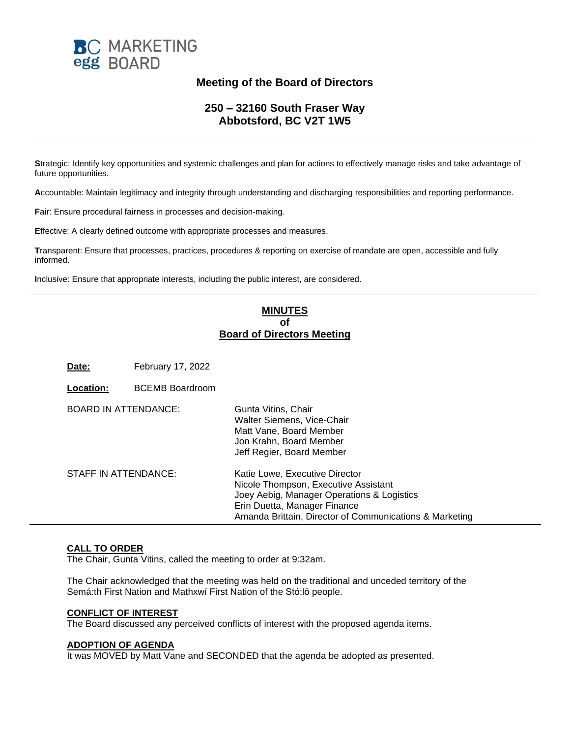BC MARKETING
egg BOARD

# Meeting of the Board of Directors

## 250 – 32160 South Fraser Way
## Abbotsford, BC V2T 1W5

---

**S**trategic: Identify key opportunities and systemic challenges and plan for actions to effectively manage risks and take advantage of future opportunities.

**A**ccountable: Maintain legitimacy and integrity through understanding and discharging responsibilities and reporting performance.

**F**air: Ensure procedural fairness in processes and decision-making.

**E**ffective: A clearly defined outcome with appropriate processes and measures.

**T**ransparent: Ensure that processes, practices, procedures & reporting on exercise of mandate are open, accessible and fully informed.

**I**nclusive: Ensure that appropriate interests, including the public interest, are considered.

---

## MINUTES
## of
## Board of Directors Meeting

**Date:** February 17, 2022

**Location:** BCEMB Boardroom

BOARD IN ATTENDANCE:
- Gunta Vitins, Chair
- Walter Siemens, Vice-Chair
- Matt Vane, Board Member
- Jon Krahn, Board Member
- Jeff Regier, Board Member

STAFF IN ATTENDANCE:
- Katie Lowe, Executive Director
- Nicole Thompson, Executive Assistant
- Joey Aebig, Manager Operations & Logistics
- Erin Duetta, Manager Finance
- Amanda Brittain, Director of Communications & Marketing

---

### CALL TO ORDER
The Chair, Gunta Vitins, called the meeting to order at 9:32am.

The Chair acknowledged that the meeting was held on the traditional and unceded territory of the Semá:th First Nation and Mathxwí First Nation of the Stó:lō people.

### CONFLICT OF INTEREST
The Board discussed any perceived conflicts of interest with the proposed agenda items.

### ADOPTION OF AGENDA
It was MOVED by Matt Vane and SECONDED that the agenda be adopted as presented.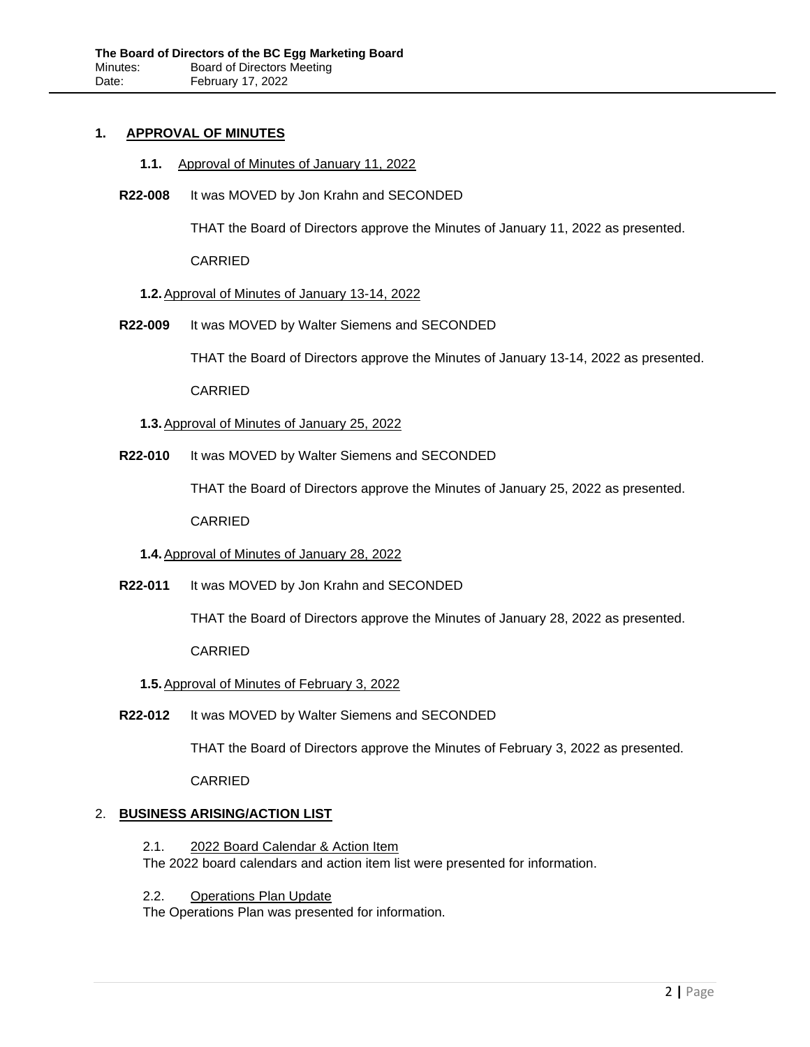## 1. APPROVAL OF MINUTES

### 1.1. Approval of Minutes of January 11, 2022

**R22-008** It was MOVED by Jon Krahn and SECONDED

THAT the Board of Directors approve the Minutes of January 11, 2022 as presented.

CARRIED

### 1.2. Approval of Minutes of January 13-14, 2022

**R22-009** It was MOVED by Walter Siemens and SECONDED

THAT the Board of Directors approve the Minutes of January 13-14, 2022 as presented.

CARRIED

### 1.3. Approval of Minutes of January 25, 2022

**R22-010** It was MOVED by Walter Siemens and SECONDED

THAT the Board of Directors approve the Minutes of January 25, 2022 as presented.

CARRIED

### 1.4. Approval of Minutes of January 28, 2022

**R22-011** It was MOVED by Jon Krahn and SECONDED

THAT the Board of Directors approve the Minutes of January 28, 2022 as presented.

CARRIED

### 1.5. Approval of Minutes of February 3, 2022

**R22-012** It was MOVED by Walter Siemens and SECONDED

THAT the Board of Directors approve the Minutes of February 3, 2022 as presented.

CARRIED

## 2. BUSINESS ARISING/ACTION LIST

### 2.1. 2022 Board Calendar & Action Item

The 2022 board calendars and action item list were presented for information.

### 2.2. Operations Plan Update

The Operations Plan was presented for information.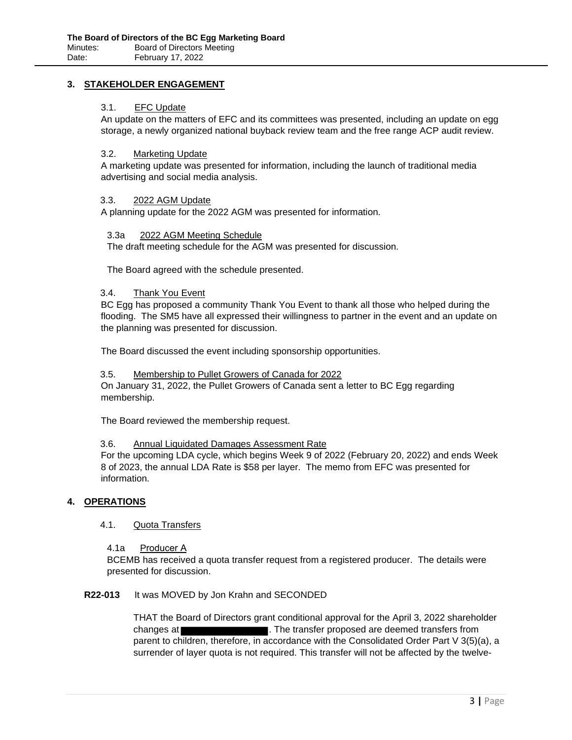## 3. STAKEHOLDER ENGAGEMENT

### 3.1. EFC Update

An update on the matters of EFC and its committees was presented, including an update on egg storage, a newly organized national buyback review team and the free range ACP audit review.

### 3.2. Marketing Update

A marketing update was presented for information, including the launch of traditional media advertising and social media analysis.

### 3.3. 2022 AGM Update

A planning update for the 2022 AGM was presented for information.

#### 3.3a 2022 AGM Meeting Schedule

The draft meeting schedule for the AGM was presented for discussion.

The Board agreed with the schedule presented.

### 3.4. Thank You Event

BC Egg has proposed a community Thank You Event to thank all those who helped during the flooding. The SM5 have all expressed their willingness to partner in the event and an update on the planning was presented for discussion.

The Board discussed the event including sponsorship opportunities.

### 3.5. Membership to Pullet Growers of Canada for 2022

On January 31, 2022, the Pullet Growers of Canada sent a letter to BC Egg regarding membership.

The Board reviewed the membership request.

### 3.6. Annual Liquidated Damages Assessment Rate

For the upcoming LDA cycle, which begins Week 9 of 2022 (February 20, 2022) and ends Week 8 of 2023, the annual LDA Rate is $58 per layer. The memo from EFC was presented for information.

## 4. OPERATIONS

### 4.1. Quota Transfers

#### 4.1a Producer A

BCEMB has received a quota transfer request from a registered producer. The details were presented for discussion.

**R22-013** It was MOVED by Jon Krahn and SECONDED

THAT the Board of Directors grant conditional approval for the April 3, 2022 shareholder changes at ██████████. The transfer proposed are deemed transfers from parent to children, therefore, in accordance with the Consolidated Order Part V 3(5)(a), a surrender of layer quota is not required. This transfer will not be affected by the twelve-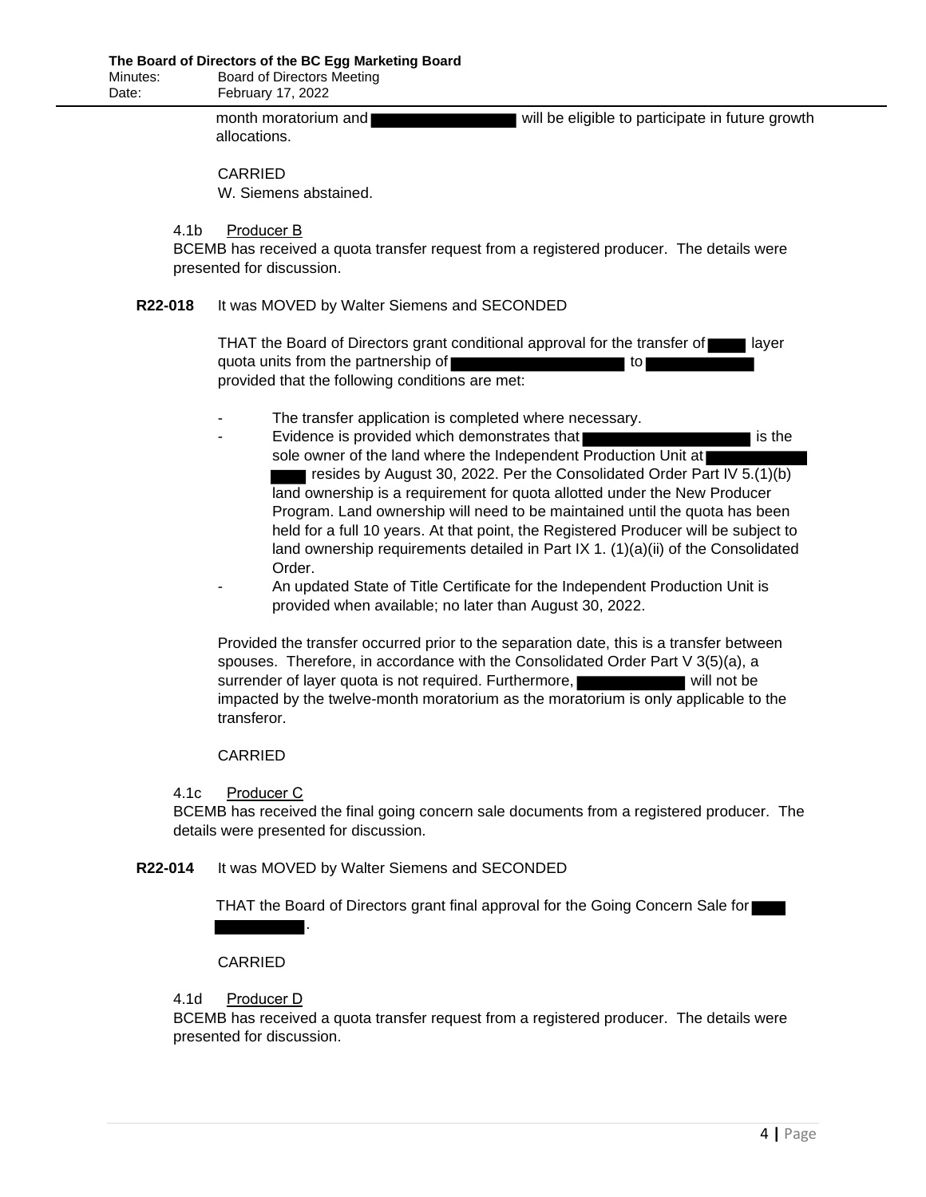month moratorium and [REDACTED] will be eligible to participate in future growth allocations.

CARRIED
W. Siemens abstained.

4.1b Producer B

BCEMB has received a quota transfer request from a registered producer. The details were presented for discussion.

**R22-018** It was MOVED by Walter Siemens and SECONDED

THAT the Board of Directors grant conditional approval for the transfer of [REDACTED] layer quota units from the partnership of [REDACTED] to [REDACTED] provided that the following conditions are met:

- The transfer application is completed where necessary.
- Evidence is provided which demonstrates that [REDACTED] is the sole owner of the land where the Independent Production Unit at [REDACTED] resides by August 30, 2022. Per the Consolidated Order Part IV 5.(1)(b) land ownership is a requirement for quota allotted under the New Producer Program. Land ownership will need to be maintained until the quota has been held for a full 10 years. At that point, the Registered Producer will be subject to land ownership requirements detailed in Part IX 1. (1)(a)(ii) of the Consolidated Order.
- An updated State of Title Certificate for the Independent Production Unit is provided when available; no later than August 30, 2022.

Provided the transfer occurred prior to the separation date, this is a transfer between spouses. Therefore, in accordance with the Consolidated Order Part V 3(5)(a), a surrender of layer quota is not required. Furthermore, [REDACTED] will not be impacted by the twelve-month moratorium as the moratorium is only applicable to the transferor.

CARRIED

4.1c Producer C

BCEMB has received the final going concern sale documents from a registered producer. The details were presented for discussion.

**R22-014** It was MOVED by Walter Siemens and SECONDED

THAT the Board of Directors grant final approval for the Going Concern Sale for [REDACTED].

CARRIED

4.1d Producer D

BCEMB has received a quota transfer request from a registered producer. The details were presented for discussion.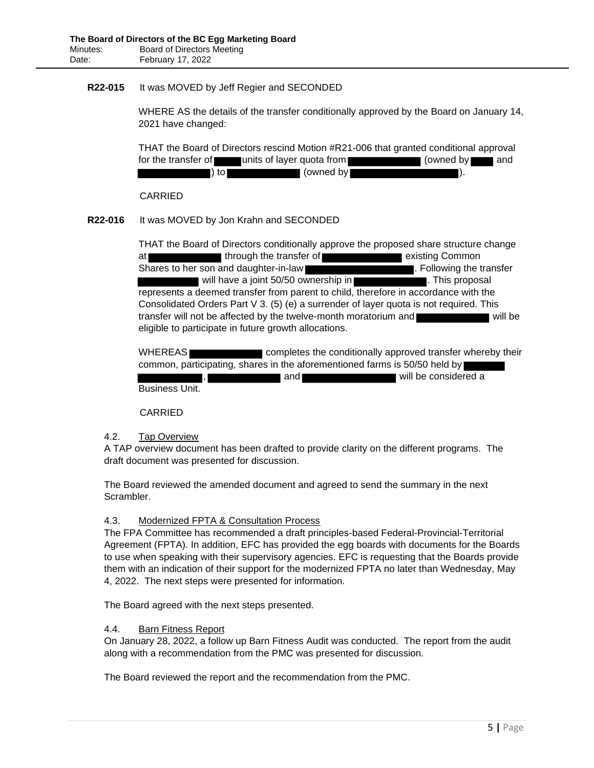**R22-015** It was MOVED by Jeff Regier and SECONDED

WHERE AS the details of the transfer conditionally approved by the Board on January 14, 2021 have changed:

THAT the Board of Directors rescind Motion #R21-006 that granted conditional approval for the transfer of [redacted] units of layer quota from [redacted] (owned by [redacted] and [redacted]) to [redacted] (owned by [redacted]).

CARRIED

**R22-016** It was MOVED by Jon Krahn and SECONDED

THAT the Board of Directors conditionally approve the proposed share structure change at [redacted] through the transfer of [redacted] existing Common Shares to her son and daughter-in-law [redacted]. Following the transfer [redacted] will have a joint 50/50 ownership in [redacted]. This proposal represents a deemed transfer from parent to child, therefore in accordance with the Consolidated Orders Part V 3. (5) (e) a surrender of layer quota is not required. This transfer will not be affected by the twelve-month moratorium and [redacted] will be eligible to participate in future growth allocations.

WHEREAS [redacted] completes the conditionally approved transfer whereby their common, participating, shares in the aforementioned farms is 50/50 held by [redacted], [redacted] and [redacted] will be considered a Business Unit.

CARRIED

4.2. Tap Overview

A TAP overview document has been drafted to provide clarity on the different programs. The draft document was presented for discussion.

The Board reviewed the amended document and agreed to send the summary in the next Scrambler.

4.3. Modernized FPTA & Consultation Process

The FPA Committee has recommended a draft principles-based Federal-Provincial-Territorial Agreement (FPTA). In addition, EFC has provided the egg boards with documents for the Boards to use when speaking with their supervisory agencies. EFC is requesting that the Boards provide them with an indication of their support for the modernized FPTA no later than Wednesday, May 4, 2022. The next steps were presented for information.

The Board agreed with the next steps presented.

4.4. Barn Fitness Report

On January 28, 2022, a follow up Barn Fitness Audit was conducted. The report from the audit along with a recommendation from the PMC was presented for discussion.

The Board reviewed the report and the recommendation from the PMC.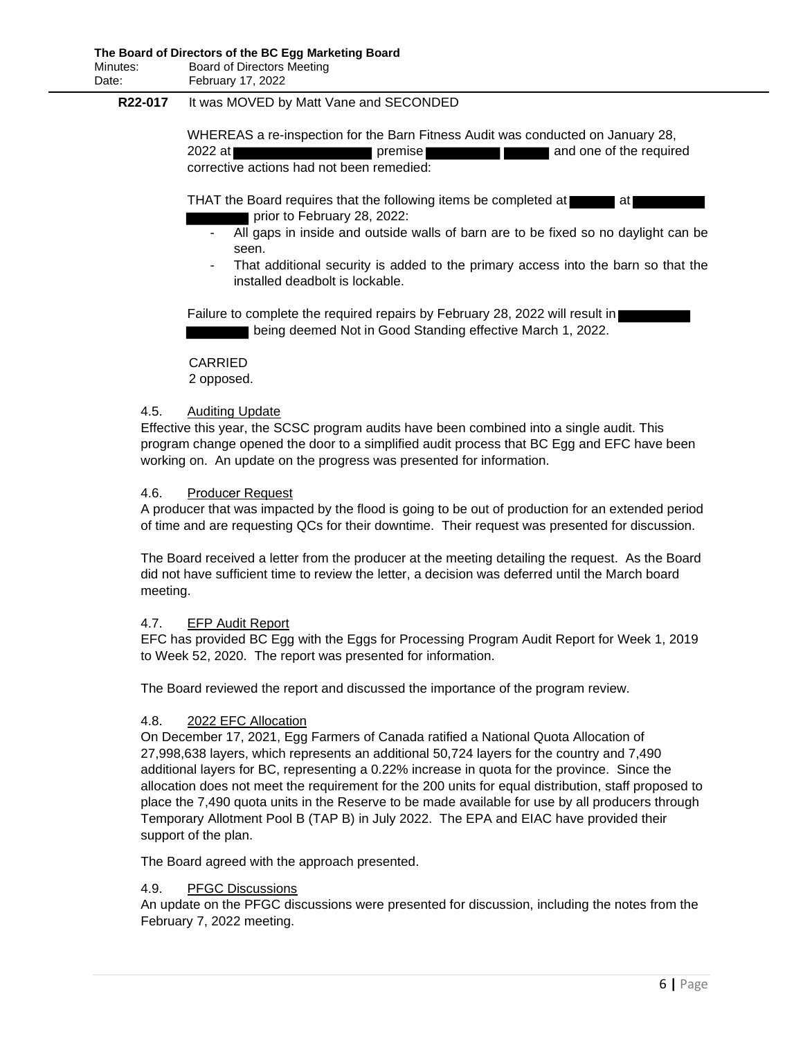**R22-017** It was MOVED by Matt Vane and SECONDED

WHEREAS a re-inspection for the Barn Fitness Audit was conducted on January 28, 2022 at premise and one of the required corrective actions had not been remedied:

THAT the Board requires that the following items be completed at at prior to February 28, 2022:

- All gaps in inside and outside walls of barn are to be fixed so no daylight can be seen.
- That additional security is added to the primary access into the barn so that the installed deadbolt is lockable.

Failure to complete the required repairs by February 28, 2022 will result in being deemed Not in Good Standing effective March 1, 2022.

CARRIED
2 opposed.

### 4.5. Auditing Update

Effective this year, the SCSC program audits have been combined into a single audit. This program change opened the door to a simplified audit process that BC Egg and EFC have been working on. An update on the progress was presented for information.

### 4.6. Producer Request

A producer that was impacted by the flood is going to be out of production for an extended period of time and are requesting QCs for their downtime. Their request was presented for discussion.

The Board received a letter from the producer at the meeting detailing the request. As the Board did not have sufficient time to review the letter, a decision was deferred until the March board meeting.

### 4.7. EFP Audit Report

EFC has provided BC Egg with the Eggs for Processing Program Audit Report for Week 1, 2019 to Week 52, 2020. The report was presented for information.

The Board reviewed the report and discussed the importance of the program review.

### 4.8. 2022 EFC Allocation

On December 17, 2021, Egg Farmers of Canada ratified a National Quota Allocation of 27,998,638 layers, which represents an additional 50,724 layers for the country and 7,490 additional layers for BC, representing a 0.22% increase in quota for the province. Since the allocation does not meet the requirement for the 200 units for equal distribution, staff proposed to place the 7,490 quota units in the Reserve to be made available for use by all producers through Temporary Allotment Pool B (TAP B) in July 2022. The EPA and EIAC have provided their support of the plan.

The Board agreed with the approach presented.

### 4.9. PFGC Discussions

An update on the PFGC discussions were presented for discussion, including the notes from the February 7, 2022 meeting.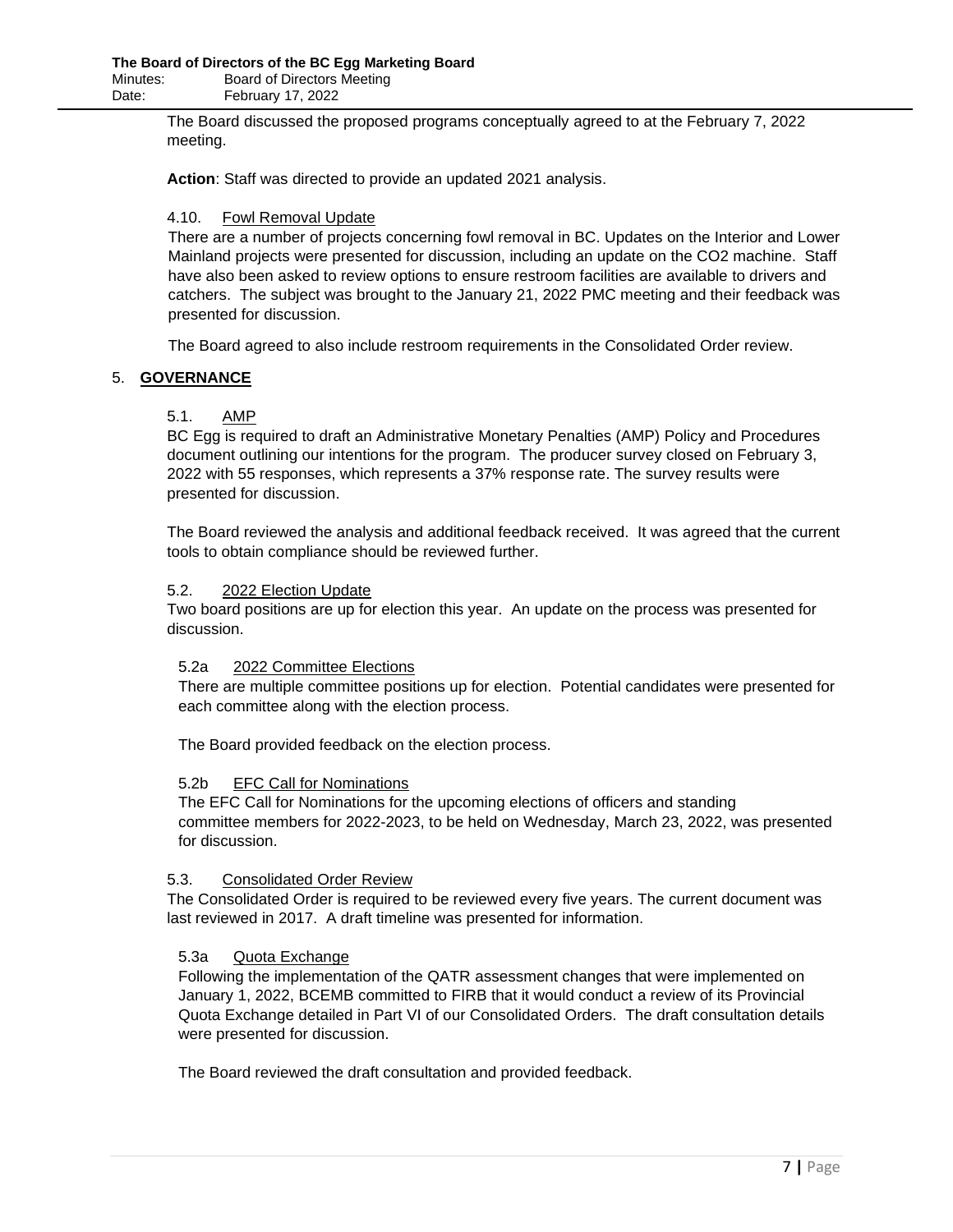The Board discussed the proposed programs conceptually agreed to at the February 7, 2022 meeting.

**Action**: Staff was directed to provide an updated 2021 analysis.

### 4.10. Fowl Removal Update

There are a number of projects concerning fowl removal in BC. Updates on the Interior and Lower Mainland projects were presented for discussion, including an update on the $CO_2$ machine. Staff have also been asked to review options to ensure restroom facilities are available to drivers and catchers. The subject was brought to the January 21, 2022 PMC meeting and their feedback was presented for discussion.

The Board agreed to also include restroom requirements in the Consolidated Order review.

## 5. GOVERNANCE

### 5.1. AMP

BC Egg is required to draft an Administrative Monetary Penalties (AMP) Policy and Procedures document outlining our intentions for the program. The producer survey closed on February 3, 2022 with 55 responses, which represents a 37% response rate. The survey results were presented for discussion.

The Board reviewed the analysis and additional feedback received. It was agreed that the current tools to obtain compliance should be reviewed further.

### 5.2. 2022 Election Update

Two board positions are up for election this year. An update on the process was presented for discussion.

#### 5.2a 2022 Committee Elections

There are multiple committee positions up for election. Potential candidates were presented for each committee along with the election process.

The Board provided feedback on the election process.

#### 5.2b EFC Call for Nominations

The EFC Call for Nominations for the upcoming elections of officers and standing committee members for 2022-2023, to be held on Wednesday, March 23, 2022, was presented for discussion.

### 5.3. Consolidated Order Review

The Consolidated Order is required to be reviewed every five years. The current document was last reviewed in 2017. A draft timeline was presented for information.

#### 5.3a Quota Exchange

Following the implementation of the QATR assessment changes that were implemented on January 1, 2022, BCEMB committed to FIRB that it would conduct a review of its Provincial Quota Exchange detailed in Part VI of our Consolidated Orders. The draft consultation details were presented for discussion.

The Board reviewed the draft consultation and provided feedback.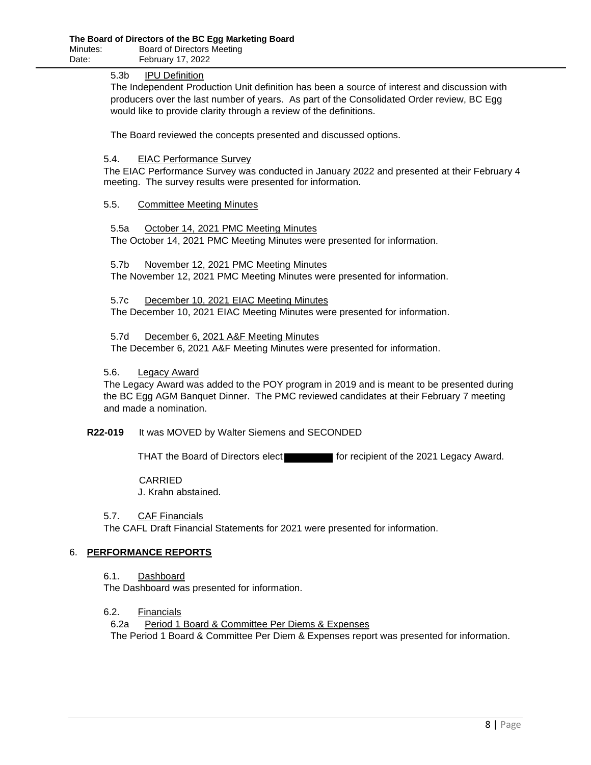5.3b IPU Definition

The Independent Production Unit definition has been a source of interest and discussion with producers over the last number of years. As part of the Consolidated Order review, BC Egg would like to provide clarity through a review of the definitions.

The Board reviewed the concepts presented and discussed options.

5.4. EIAC Performance Survey

The EIAC Performance Survey was conducted in January 2022 and presented at their February 4 meeting. The survey results were presented for information.

5.5. Committee Meeting Minutes

5.5a October 14, 2021 PMC Meeting Minutes

The October 14, 2021 PMC Meeting Minutes were presented for information.

5.7b November 12, 2021 PMC Meeting Minutes

The November 12, 2021 PMC Meeting Minutes were presented for information.

5.7c December 10, 2021 EIAC Meeting Minutes

The December 10, 2021 EIAC Meeting Minutes were presented for information.

5.7d December 6, 2021 A&F Meeting Minutes

The December 6, 2021 A&F Meeting Minutes were presented for information.

5.6. Legacy Award

The Legacy Award was added to the POY program in 2019 and is meant to be presented during the BC Egg AGM Banquet Dinner. The PMC reviewed candidates at their February 7 meeting and made a nomination.

**R22-019** It was MOVED by Walter Siemens and SECONDED

THAT the Board of Directors elect [REDACTED] for recipient of the 2021 Legacy Award.

CARRIED
J. Krahn abstained.

5.7. CAF Financials

The CAFL Draft Financial Statements for 2021 were presented for information.

## 6. PERFORMANCE REPORTS

6.1. Dashboard

The Dashboard was presented for information.

6.2. Financials

6.2a Period 1 Board & Committee Per Diems & Expenses

The Period 1 Board & Committee Per Diem & Expenses report was presented for information.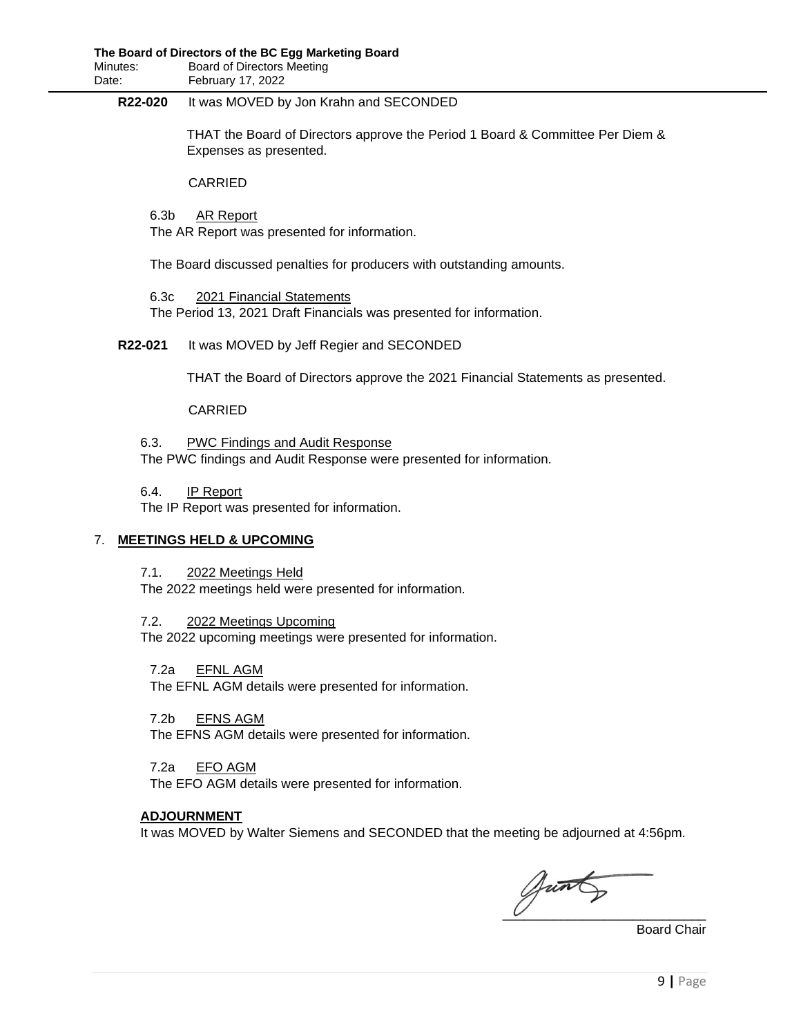**R22-020** It was MOVED by Jon Krahn and SECONDED

THAT the Board of Directors approve the Period 1 Board & Committee Per Diem & Expenses as presented.

CARRIED

6.3b AR Report

The AR Report was presented for information.

The Board discussed penalties for producers with outstanding amounts.

6.3c 2021 Financial Statements

The Period 13, 2021 Draft Financials was presented for information.

**R22-021** It was MOVED by Jeff Regier and SECONDED

THAT the Board of Directors approve the 2021 Financial Statements as presented.

CARRIED

6.3. PWC Findings and Audit Response

The PWC findings and Audit Response were presented for information.

6.4. IP Report

The IP Report was presented for information.

## 7. MEETINGS HELD & UPCOMING

7.1. 2022 Meetings Held

The 2022 meetings held were presented for information.

7.2. 2022 Meetings Upcoming

The 2022 upcoming meetings were presented for information.

7.2a EFNL AGM

The EFNL AGM details were presented for information.

7.2b EFNS AGM

The EFNS AGM details were presented for information.

7.2a EFO AGM

The EFO AGM details were presented for information.

**ADJOURNMENT**

It was MOVED by Walter Siemens and SECONDED that the meeting be adjourned at 4:56pm.

\_\_\_\_\_\_\_\_\_\_\_\_\_\_\_\_\_\_\_\_\_\_\_\_\_\_\_\_

Board Chair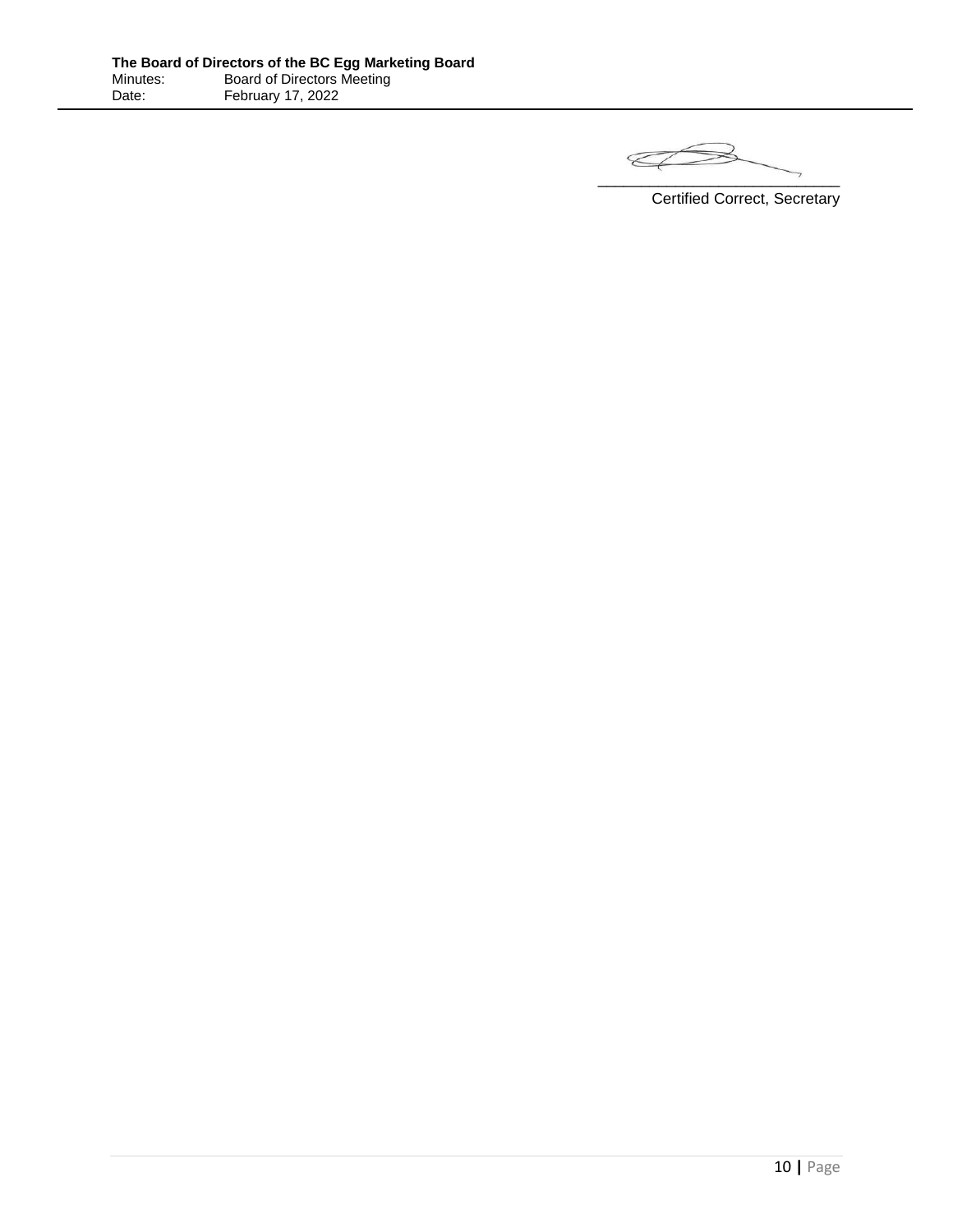\_\_\_\_\_\_\_\_\_\_\_\_\_\_\_\_\_\_\_\_\_\_\_\_\_\_\_\_

Certified Correct, Secretary